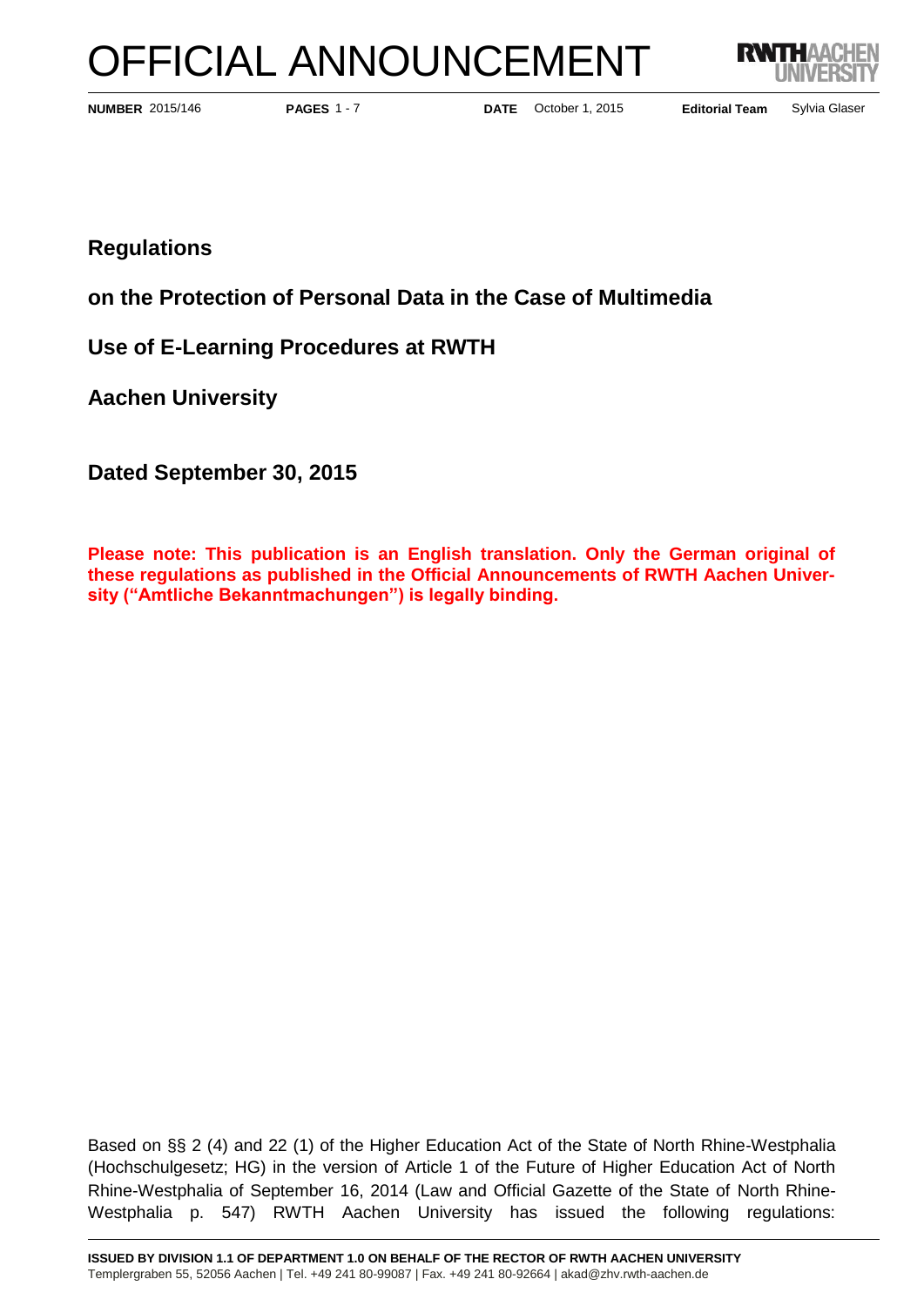# OFFICIAL ANNOUNCEMENT

**NUMBER** 2015/146 **PAGES** 1 - 7 **DATE** October 1, 2015 **Editorial Team** Sylvia Glaser

## Regulations

## on the Protection of Personal Data in the Case of Multimedia Use of E-Learning Procedures at RWTH Aachen University

## Dated September 30, 2015

**Please note: This publication is an English translation. Only the German original of these regulations as published in the Official Announcements of RWTH Aachen University ("Amtliche Bekanntmachungen") is legally binding.**

Based on §§ 2 (4) and 22 (1) of the Higher Education Act of the State of North Rhine-Westphalia (Hochschulgesetz; HG) in the version of Article 1 of the Future of Higher Education Act of North Rhine-Westphalia of September 16, 2014 (Law and Official Gazette of the State of North Rhine-Westphalia p. 547) RWTH Aachen University has issued the following regulations:

**ISSUED BY DIVISION 1.1 OF DEPARTMENT 1.0 ON BEHALF OF THE RECTOR OF RWTH AACHEN UNIVERSITY**
Templergraben 55, 52056 Aachen | Tel. +49 241 80-99087 | Fax. +49 241 80-92664 | akad@zhv.rwth-aachen.de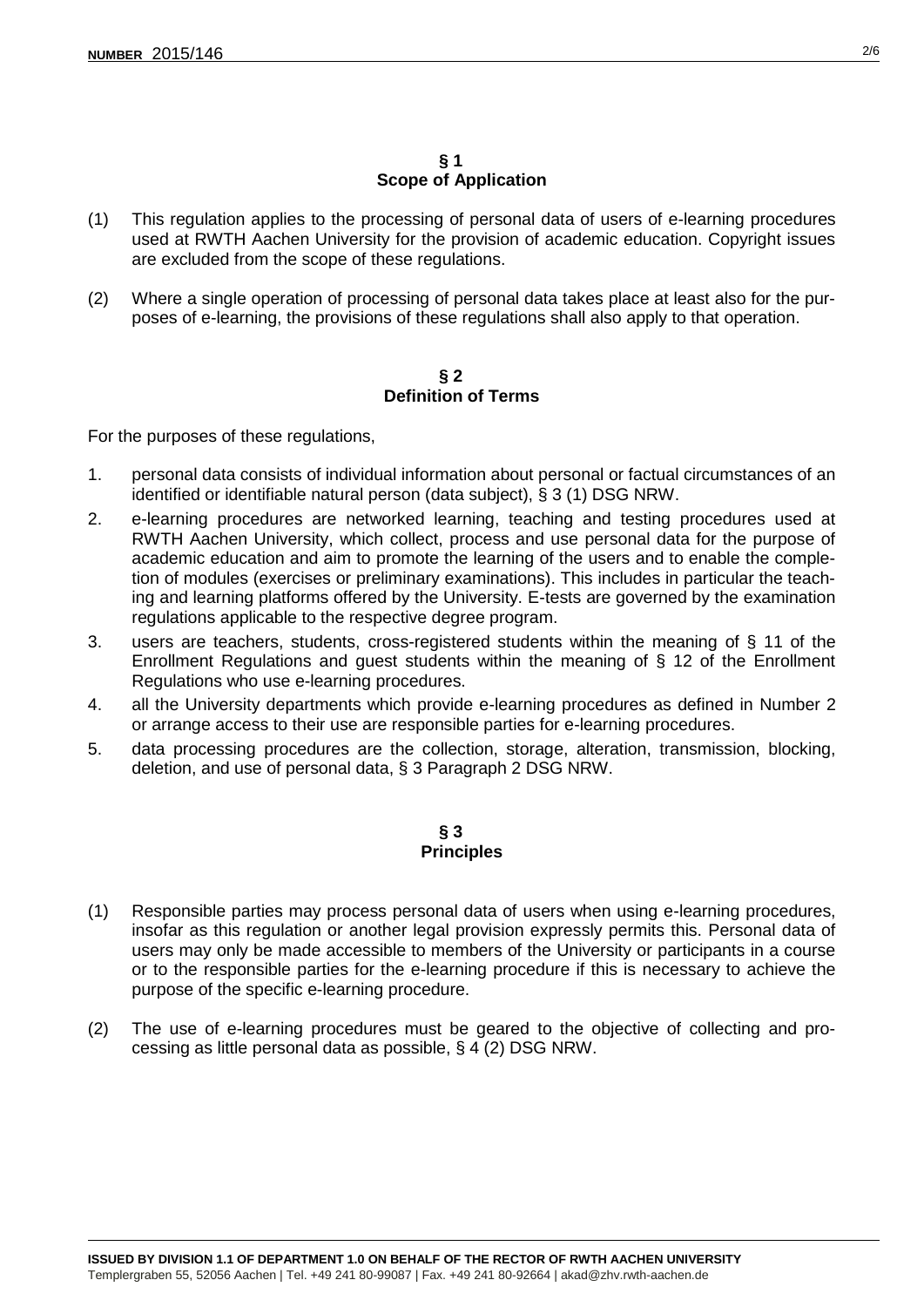## § 1
## Scope of Application

(1) This regulation applies to the processing of personal data of users of e-learning procedures used at RWTH Aachen University for the provision of academic education. Copyright issues are excluded from the scope of these regulations.

(2) Where a single operation of processing of personal data takes place at least also for the purposes of e-learning, the provisions of these regulations shall also apply to that operation.

## § 2
## Definition of Terms

For the purposes of these regulations,

1. personal data consists of individual information about personal or factual circumstances of an identified or identifiable natural person (data subject), § 3 (1) DSG NRW.
2. e-learning procedures are networked learning, teaching and testing procedures used at RWTH Aachen University, which collect, process and use personal data for the purpose of academic education and aim to promote the learning of the users and to enable the completion of modules (exercises or preliminary examinations). This includes in particular the teaching and learning platforms offered by the University. E-tests are governed by the examination regulations applicable to the respective degree program.
3. users are teachers, students, cross-registered students within the meaning of § 11 of the Enrollment Regulations and guest students within the meaning of § 12 of the Enrollment Regulations who use e-learning procedures.
4. all the University departments which provide e-learning procedures as defined in Number 2 or arrange access to their use are responsible parties for e-learning procedures.
5. data processing procedures are the collection, storage, alteration, transmission, blocking, deletion, and use of personal data, § 3 Paragraph 2 DSG NRW.

## § 3
## Principles

(1) Responsible parties may process personal data of users when using e-learning procedures, insofar as this regulation or another legal provision expressly permits this. Personal data of users may only be made accessible to members of the University or participants in a course or to the responsible parties for the e-learning procedure if this is necessary to achieve the purpose of the specific e-learning procedure.

(2) The use of e-learning procedures must be geared to the objective of collecting and processing as little personal data as possible, § 4 (2) DSG NRW.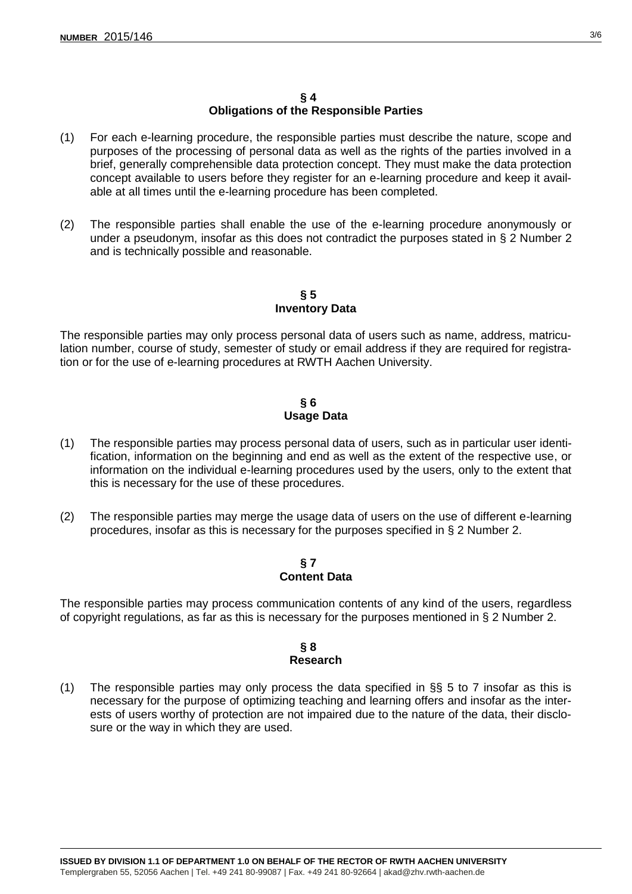## § 4
## Obligations of the Responsible Parties

(1) For each e-learning procedure, the responsible parties must describe the nature, scope and purposes of the processing of personal data as well as the rights of the parties involved in a brief, generally comprehensible data protection concept. They must make the data protection concept available to users before they register for an e-learning procedure and keep it available at all times until the e-learning procedure has been completed.

(2) The responsible parties shall enable the use of the e-learning procedure anonymously or under a pseudonym, insofar as this does not contradict the purposes stated in § 2 Number 2 and is technically possible and reasonable.

## § 5
## Inventory Data

The responsible parties may only process personal data of users such as name, address, matriculation number, course of study, semester of study or email address if they are required for registration or for the use of e-learning procedures at RWTH Aachen University.

## § 6
## Usage Data

(1) The responsible parties may process personal data of users, such as in particular user identification, information on the beginning and end as well as the extent of the respective use, or information on the individual e-learning procedures used by the users, only to the extent that this is necessary for the use of these procedures.

(2) The responsible parties may merge the usage data of users on the use of different e-learning procedures, insofar as this is necessary for the purposes specified in § 2 Number 2.

## § 7
## Content Data

The responsible parties may process communication contents of any kind of the users, regardless of copyright regulations, as far as this is necessary for the purposes mentioned in § 2 Number 2.

## § 8
## Research

(1) The responsible parties may only process the data specified in §§ 5 to 7 insofar as this is necessary for the purpose of optimizing teaching and learning offers and insofar as the interests of users worthy of protection are not impaired due to the nature of the data, their disclosure or the way in which they are used.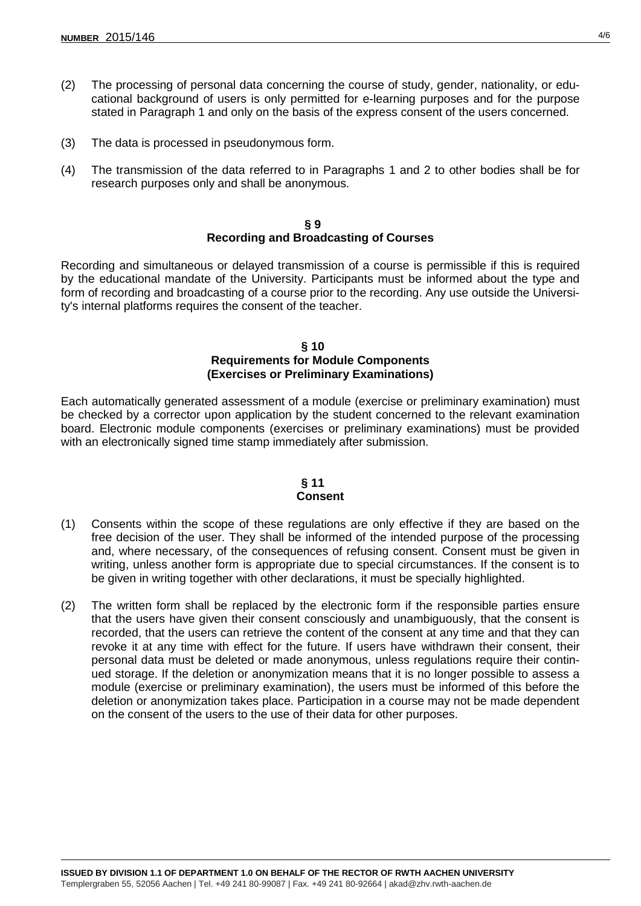(2) The processing of personal data concerning the course of study, gender, nationality, or educational background of users is only permitted for e-learning purposes and for the purpose stated in Paragraph 1 and only on the basis of the express consent of the users concerned.

(3) The data is processed in pseudonymous form.

(4) The transmission of the data referred to in Paragraphs 1 and 2 to other bodies shall be for research purposes only and shall be anonymous.

## § 9
## Recording and Broadcasting of Courses

Recording and simultaneous or delayed transmission of a course is permissible if this is required by the educational mandate of the University. Participants must be informed about the type and form of recording and broadcasting of a course prior to the recording. Any use outside the University's internal platforms requires the consent of the teacher.

## § 10
## Requirements for Module Components (Exercises or Preliminary Examinations)

Each automatically generated assessment of a module (exercise or preliminary examination) must be checked by a corrector upon application by the student concerned to the relevant examination board. Electronic module components (exercises or preliminary examinations) must be provided with an electronically signed time stamp immediately after submission.

## § 11
## Consent

(1) Consents within the scope of these regulations are only effective if they are based on the free decision of the user. They shall be informed of the intended purpose of the processing and, where necessary, of the consequences of refusing consent. Consent must be given in writing, unless another form is appropriate due to special circumstances. If the consent is to be given in writing together with other declarations, it must be specially highlighted.

(2) The written form shall be replaced by the electronic form if the responsible parties ensure that the users have given their consent consciously and unambiguously, that the consent is recorded, that the users can retrieve the content of the consent at any time and that they can revoke it at any time with effect for the future. If users have withdrawn their consent, their personal data must be deleted or made anonymous, unless regulations require their continued storage. If the deletion or anonymization means that it is no longer possible to assess a module (exercise or preliminary examination), the users must be informed of this before the deletion or anonymization takes place. Participation in a course may not be made dependent on the consent of the users to the use of their data for other purposes.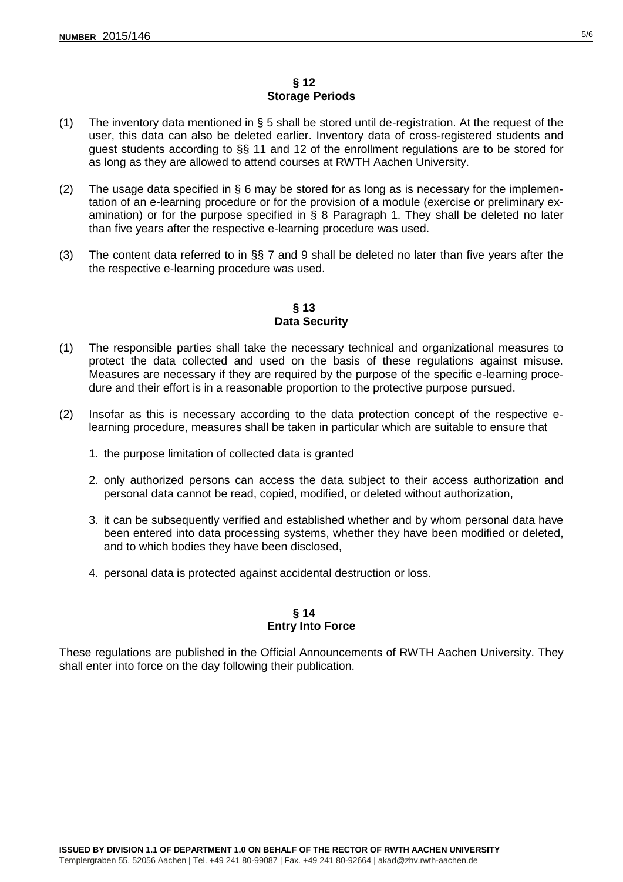## § 12
## Storage Periods

(1) The inventory data mentioned in § 5 shall be stored until de-registration. At the request of the user, this data can also be deleted earlier. Inventory data of cross-registered students and guest students according to §§ 11 and 12 of the enrollment regulations are to be stored for as long as they are allowed to attend courses at RWTH Aachen University.

(2) The usage data specified in § 6 may be stored for as long as is necessary for the implementation of an e-learning procedure or for the provision of a module (exercise or preliminary examination) or for the purpose specified in § 8 Paragraph 1. They shall be deleted no later than five years after the respective e-learning procedure was used.

(3) The content data referred to in §§ 7 and 9 shall be deleted no later than five years after the the respective e-learning procedure was used.

## § 13
## Data Security

(1) The responsible parties shall take the necessary technical and organizational measures to protect the data collected and used on the basis of these regulations against misuse. Measures are necessary if they are required by the purpose of the specific e-learning procedure and their effort is in a reasonable proportion to the protective purpose pursued.

(2) Insofar as this is necessary according to the data protection concept of the respective e-learning procedure, measures shall be taken in particular which are suitable to ensure that

1. the purpose limitation of collected data is granted
2. only authorized persons can access the data subject to their access authorization and personal data cannot be read, copied, modified, or deleted without authorization,
3. it can be subsequently verified and established whether and by whom personal data have been entered into data processing systems, whether they have been modified or deleted, and to which bodies they have been disclosed,
4. personal data is protected against accidental destruction or loss.

## § 14
## Entry Into Force

These regulations are published in the Official Announcements of RWTH Aachen University. They shall enter into force on the day following their publication.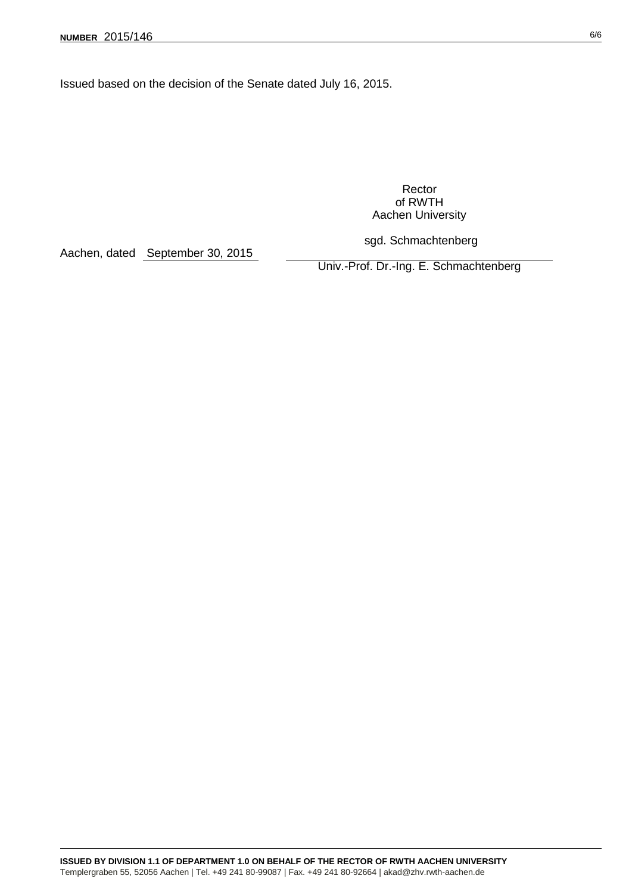Issued based on the decision of the Senate dated July 16, 2015.

Rector
of RWTH
Aachen University

sgd. Schmachtenberg

Aachen, dated September 30, 2015

Univ.-Prof. Dr.-Ing. E. Schmachtenberg